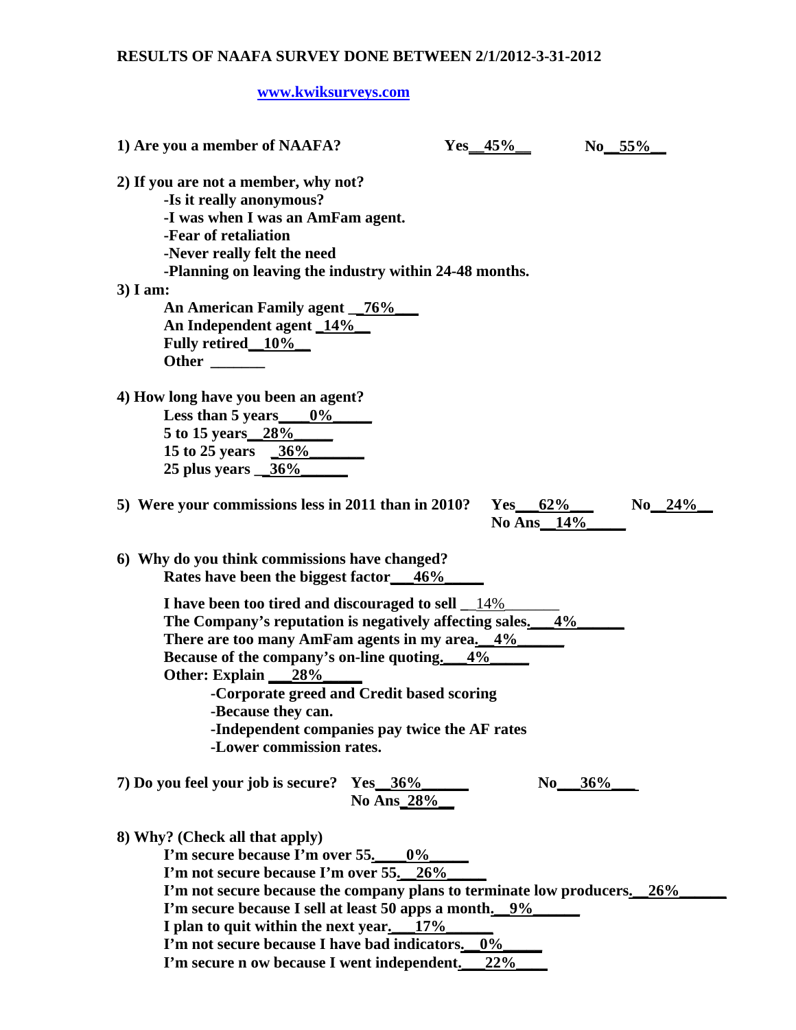**RESULTS OF NAAFA SURVEY DONE BETWEEN 2/1/2012-3-31-2012**

**www.kwiksurveys.com**

**1) Are you a member of NAAFA?** Yes__45%__ No__55%__

**2) If you are not a member, why not?**

- Is it really anonymous?
- I was when I was an AmFam agent.
- Fear of retaliation
- Never really felt the need
- Planning on leaving the industry within 24-48 months.

**3) I am:**

- An American Family agent __76%___
- An Independent agent _14%__
- Fully retired__10%__
- Other _______

**4) How long have you been an agent?**

- Less than 5 years____0%_____
- 5 to 15 years__28%_____
- 15 to 25 years _36%_______
- 25 plus years __36%______

**5) Were your commissions less in 2011 than in 2010?** Yes___62%___ No__24%__ No Ans__14%_____

**6) Why do you think commissions have changed?**

- Rates have been the biggest factor___46%_____
- I have been too tired and discouraged to sell __14%_______
- The Company's reputation is negatively affecting sales.___4%______
- There are too many AmFam agents in my area.__4%______
- Because of the company's on-line quoting.___4%_____
- Other: Explain ___28%_____
  - Corporate greed and Credit based scoring
  - Because they can.
  - Independent companies pay twice the AF rates
  - Lower commission rates.

**7) Do you feel your job is secure?** Yes__36%______ No___36%___ No Ans_28%__

**8) Why? (Check all that apply)**

- I'm secure because I'm over 55.____0%_____
- I'm not secure because I'm over 55.__26%_____
- I'm not secure because the company plans to terminate low producers.__26%______
- I'm secure because I sell at least 50 apps a month.__9%______
- I plan to quit within the next year.___17%______
- I'm not secure because I have bad indicators.__0%_____
- I'm secure n ow because I went independent.___22%____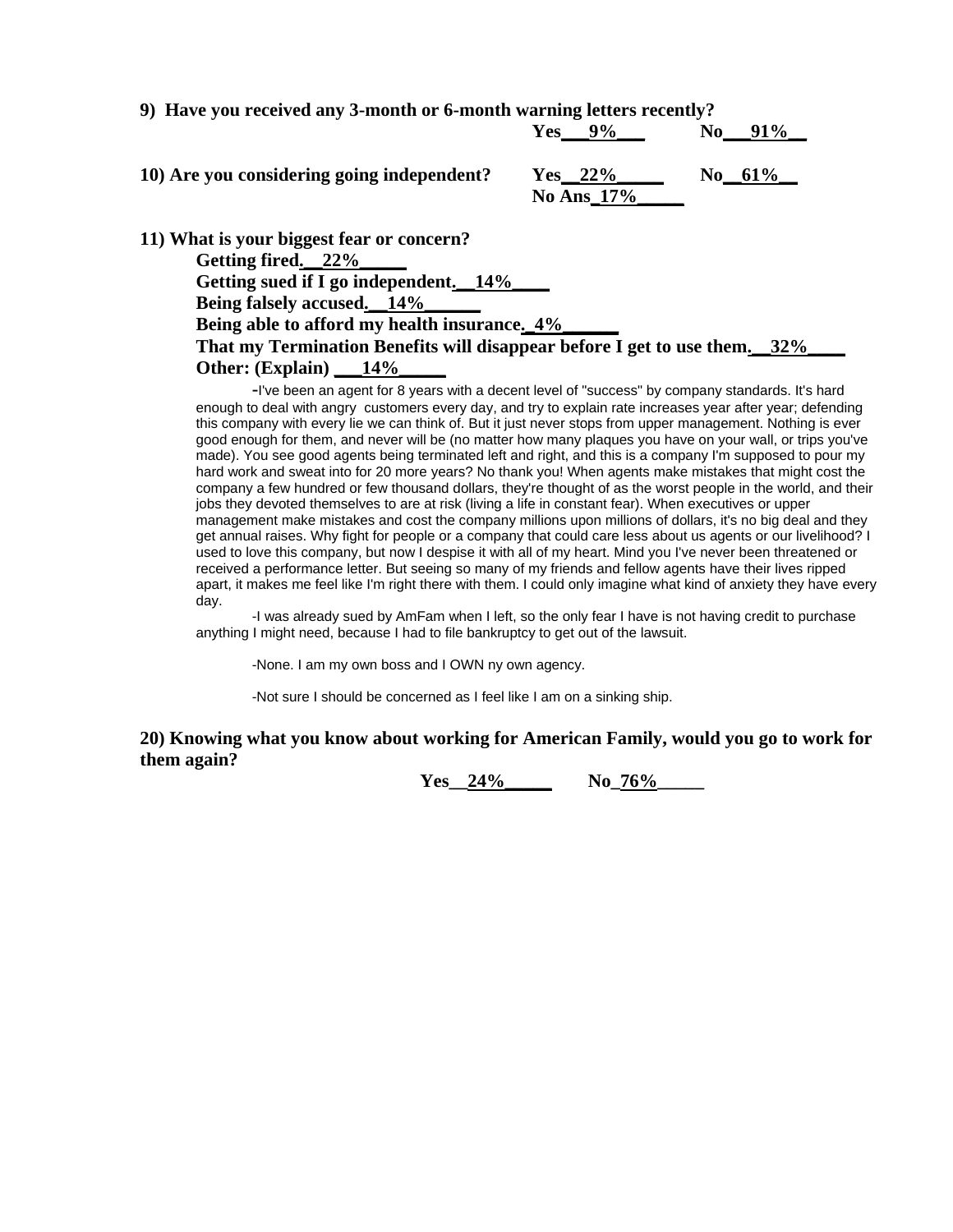**9) Have you received any 3-month or 6-month warning letters recently?**

**Yes__9%__  No__91%__**

**10) Are you considering going independent?  Yes__22%____  No__61%__**
**No Ans_17%____**

**11) What is your biggest fear or concern?**

**Getting fired.__22%____**
**Getting sued if I go independent.__14%____**
**Being falsely accused.__14%_____**
**Being able to afford my health insurance._4%_____**
**That my Termination Benefits will disappear before I get to use them.__32%____**
**Other: (Explain) ___14%____**

-I've been an agent for 8 years with a decent level of "success" by company standards. It's hard enough to deal with angry customers every day, and try to explain rate increases year after year; defending this company with every lie we can think of. But it just never stops from upper management. Nothing is ever good enough for them, and never will be (no matter how many plaques you have on your wall, or trips you've made). You see good agents being terminated left and right, and this is a company I'm supposed to pour my hard work and sweat into for 20 more years? No thank you! When agents make mistakes that might cost the company a few hundred or few thousand dollars, they're thought of as the worst people in the world, and their jobs they devoted themselves to are at risk (living a life in constant fear). When executives or upper management make mistakes and cost the company millions upon millions of dollars, it's no big deal and they get annual raises. Why fight for people or a company that could care less about us agents or our livelihood? I used to love this company, but now I despise it with all of my heart. Mind you I've never been threatened or received a performance letter. But seeing so many of my friends and fellow agents have their lives ripped apart, it makes me feel like I'm right there with them. I could only imagine what kind of anxiety they have every day.

-I was already sued by AmFam when I left, so the only fear I have is not having credit to purchase anything I might need, because I had to file bankruptcy to get out of the lawsuit.

-None. I am my own boss and I OWN ny own agency.

-Not sure I should be concerned as I feel like I am on a sinking ship.

**20) Knowing what you know about working for American Family, would you go to work for them again?**

**Yes__24%____  No_76%____**